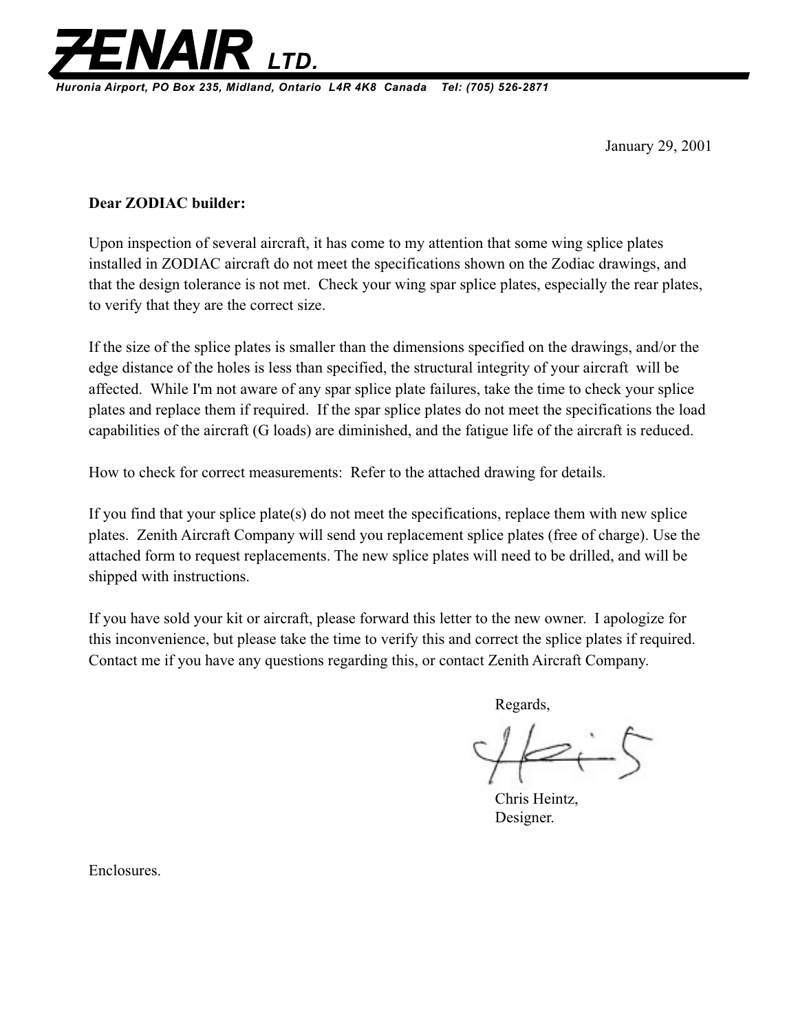**ZENAIR LTD.**

*Huronia Airport, PO Box 235, Midland, Ontario L4R 4K8 Canada Tel: (705) 526-2871*

January 29, 2001

**Dear ZODIAC builder:**

Upon inspection of several aircraft, it has come to my attention that some wing splice plates installed in ZODIAC aircraft do not meet the specifications shown on the Zodiac drawings, and that the design tolerance is not met. Check your wing spar splice plates, especially the rear plates, to verify that they are the correct size.

If the size of the splice plates is smaller than the dimensions specified on the drawings, and/or the edge distance of the holes is less than specified, the structural integrity of your aircraft will be affected. While I'm not aware of any spar splice plate failures, take the time to check your splice plates and replace them if required. If the spar splice plates do not meet the specifications the load capabilities of the aircraft (G loads) are diminished, and the fatigue life of the aircraft is reduced.

How to check for correct measurements: Refer to the attached drawing for details.

If you find that your splice plate(s) do not meet the specifications, replace them with new splice plates. Zenith Aircraft Company will send you replacement splice plates (free of charge). Use the attached form to request replacements. The new splice plates will need to be drilled, and will be shipped with instructions.

If you have sold your kit or aircraft, please forward this letter to the new owner. I apologize for this inconvenience, but please take the time to verify this and correct the splice plates if required. Contact me if you have any questions regarding this, or contact Zenith Aircraft Company.

Regards,

Chris Heintz,
Designer.

Enclosures.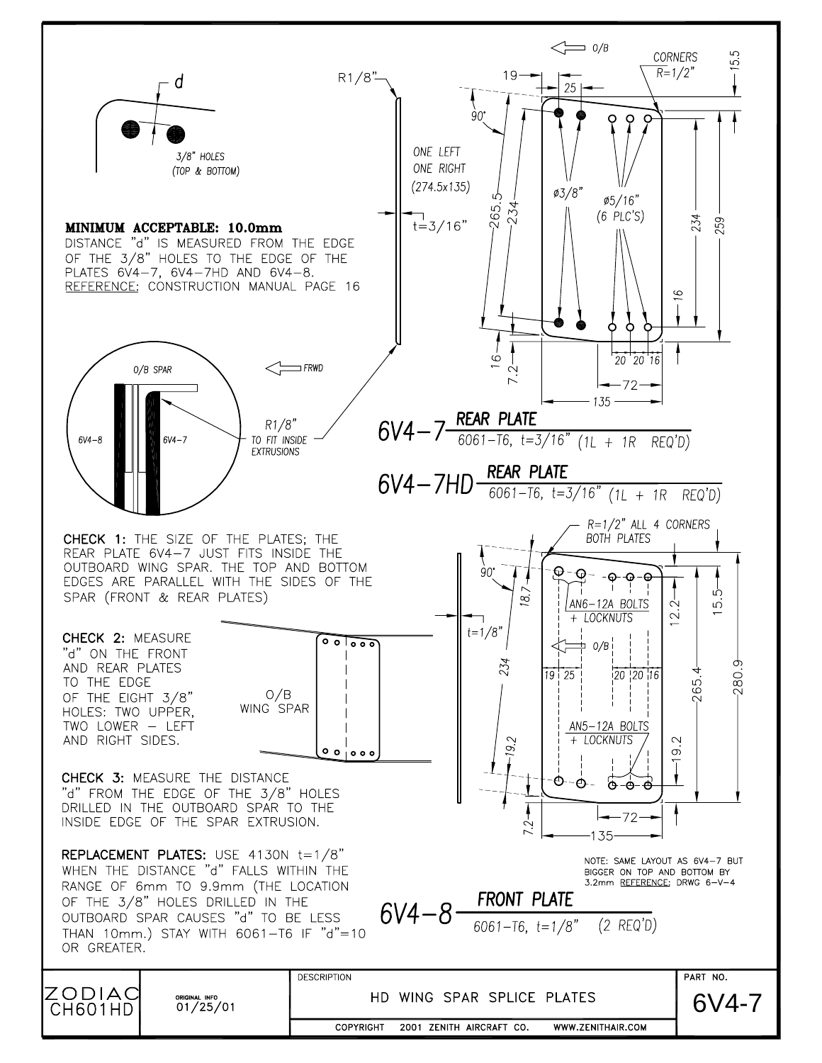**MINIMUM ACCEPTABLE: 10.0mm**
DISTANCE "d" IS MEASURED FROM THE EDGE OF THE 3/8" HOLES TO THE EDGE OF THE PLATES 6V4-7, 6V4-7HD AND 6V4-8.
REFERENCE: CONSTRUCTION MANUAL PAGE 16

d

3/8" HOLES (TOP & BOTTOM)

R1/8"

ONE LEFT
ONE RIGHT
(274.5x135)

t=3/16"

O/B SPAR

FRWD

6V4-8

6V4-7

R1/8" TO FIT INSIDE EXTRUSIONS

O/B

CORNERS R=1/2"

19 — 25 — 15.5 — 90° — 265.5 — 234 — ø3/8" — ø5/16" (6 PLC'S) — 234 — 259 — 16 — 16 — 7.2 — 20 20 16 — 72 — 135

## 6V4-7 REAR PLATE
6061-T6, t=3/16" (1L + 1R REQ'D)

## 6V4-7HD REAR PLATE
6061-T6, t=3/16" (1L + 1R REQ'D)

**CHECK 1:** THE SIZE OF THE PLATES; THE REAR PLATE 6V4-7 JUST FITS INSIDE THE OUTBOARD WING SPAR. THE TOP AND BOTTOM EDGES ARE PARALLEL WITH THE SIDES OF THE SPAR (FRONT & REAR PLATES)

**CHECK 2:** MEASURE "d" ON THE FRONT AND REAR PLATES TO THE EDGE OF THE EIGHT 3/8" HOLES: TWO UPPER, TWO LOWER - LEFT AND RIGHT SIDES.

O/B WING SPAR

**CHECK 3:** MEASURE THE DISTANCE "d" FROM THE EDGE OF THE 3/8" HOLES DRILLED IN THE OUTBOARD SPAR TO THE INSIDE EDGE OF THE SPAR EXTRUSION.

**REPLACEMENT PLATES:** USE 4130N t=1/8" WHEN THE DISTANCE "d" FALLS WITHIN THE RANGE OF 6mm TO 9.9mm (THE LOCATION OF THE 3/8" HOLES DRILLED IN THE OUTBOARD SPAR CAUSES "d" TO BE LESS THAN 10mm.) STAY WITH 6061-T6 IF "d"=10 OR GREATER.

R=1/2" ALL 4 CORNERS BOTH PLATES

90° — 18.7 — t=1/8" — AN6-12A BOLTS + LOCKNUTS — O/B — 234 — 19 25 — 20 20 16 — AN5-12A BOLTS + LOCKNUTS — 12.2 — 15.5 — 265.4 — 280.9 — 19.2 — 19.2 — 7.2 — 72 — 135

NOTE: SAME LAYOUT AS 6V4-7 BUT BIGGER ON TOP AND BOTTOM BY 3.2mm REFERENCE: DRWG 6-V-4

## 6V4-8 FRONT PLATE
6061-T6, t=1/8" (2 REQ'D)

| ZODIAC CH601HD | ORIGINAL INFO 01/25/01 | DESCRIPTION: HD WING SPAR SPLICE PLATES | PART NO. 6V4-7 |
|---|---|---|---|
| | | COPYRIGHT 2001 ZENITH AIRCRAFT CO. WWW.ZENITHAIR.COM | |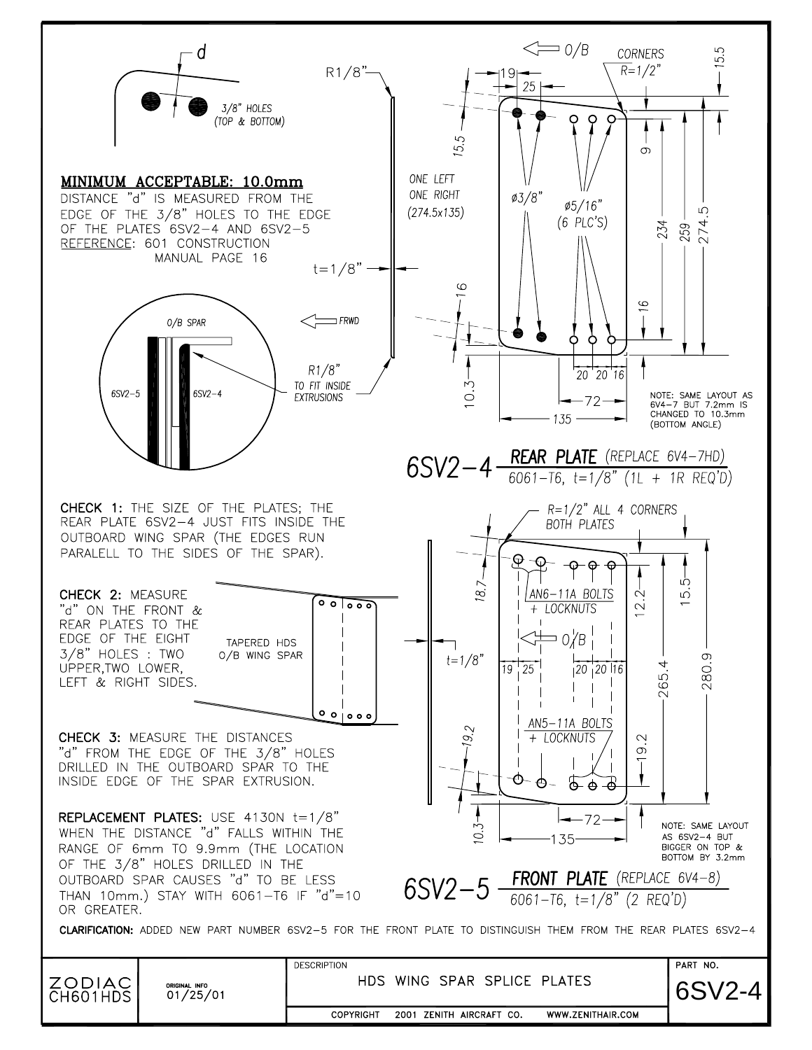**MINIMUM ACCEPTABLE: 10.0mm**

DISTANCE "d" IS MEASURED FROM THE EDGE OF THE 3/8" HOLES TO THE EDGE OF THE PLATES 6SV2-4 AND 6SV2-5

REFERENCE: 601 CONSTRUCTION MANUAL PAGE 16

d

3/8" HOLES (TOP & BOTTOM)

R1/8"

t=1/8"

ONE LEFT ONE RIGHT (274.5x135)

O/B SPAR

FRWD

6SV2-5 6SV2-4

R1/8" TO FIT INSIDE EXTRUSIONS

O/B

CORNERS R=1/2"

19 25 15.5 15.5 9 ø3/8" ø5/16" (6 PLC'S) 234 259 274.5 16 16 20 20 16 10.3 72 135

NOTE: SAME LAYOUT AS 6V4-7 BUT 7.2mm IS CHANGED TO 10.3mm (BOTTOM ANGLE)

## 6SV2-4 REAR PLATE (REPLACE 6V4-7HD)

6061-T6, t=1/8" (1L + 1R REQ'D)

**CHECK 1:** THE SIZE OF THE PLATES; THE REAR PLATE 6SV2-4 JUST FITS INSIDE THE OUTBOARD WING SPAR (THE EDGES RUN PARALELL TO THE SIDES OF THE SPAR).

**CHECK 2:** MEASURE "d" ON THE FRONT & REAR PLATES TO THE EDGE OF THE EIGHT 3/8" HOLES : TWO UPPER,TWO LOWER, LEFT & RIGHT SIDES.

TAPERED HDS O/B WING SPAR

**CHECK 3:** MEASURE THE DISTANCES "d" FROM THE EDGE OF THE 3/8" HOLES DRILLED IN THE OUTBOARD SPAR TO THE INSIDE EDGE OF THE SPAR EXTRUSION.

**REPLACEMENT PLATES:** USE 4130N t=1/8" WHEN THE DISTANCE "d" FALLS WITHIN THE RANGE OF 6mm TO 9.9mm (THE LOCATION OF THE 3/8" HOLES DRILLED IN THE OUTBOARD SPAR CAUSES "d" TO BE LESS THAN 10mm.) STAY WITH 6061-T6 IF "d"=10 OR GREATER.

R=1/2" ALL 4 CORNERS BOTH PLATES

18.7 AN6-11A BOLTS + LOCKNUTS 12.2 15.5 O/B t=1/8" 19 25 20 20 16 265.4 280.9 19.2 AN5-11A BOLTS + LOCKNUTS 19.2 10.3 72 135

NOTE: SAME LAYOUT AS 6SV2-4 BUT BIGGER ON TOP & BOTTOM BY 3.2mm

## 6SV2-5 FRONT PLATE (REPLACE 6V4-8)

6061-T6, t=1/8" (2 REQ'D)

**CLARIFICATION:** ADDED NEW PART NUMBER 6SV2-5 FOR THE FRONT PLATE TO DISTINGUISH THEM FROM THE REAR PLATES 6SV2-4

| ZODIAC CH601HDS | ORIGINAL INFO 01/25/01 | DESCRIPTION: HDS WING SPAR SPLICE PLATES | PART NO. 6SV2-4 |
|---|---|---|---|
| | | COPYRIGHT 2001 ZENITH AIRCRAFT CO. WWW.ZENITHAIR.COM | |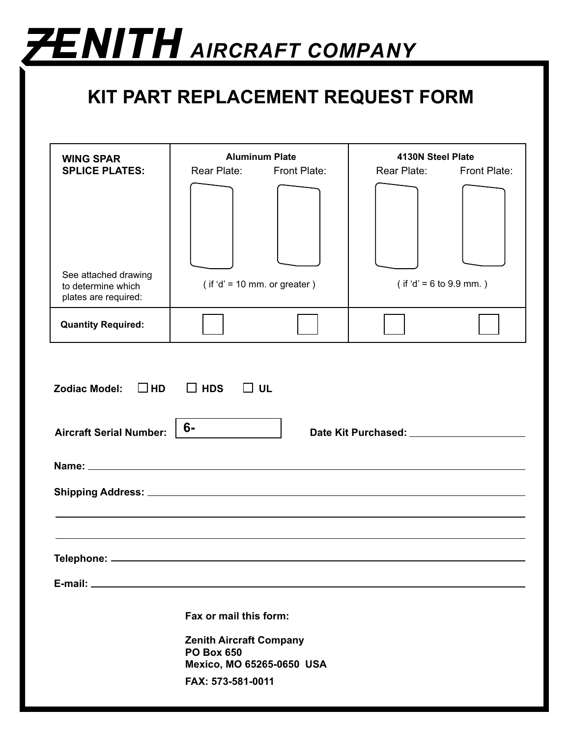# ZENITH AIRCRAFT COMPANY

## KIT PART REPLACEMENT REQUEST FORM

| WING SPAR SPLICE PLATES: | Aluminum Plate | | 4130N Steel Plate | |
|---|---|---|---|---|
| | Rear Plate: | Front Plate: | Rear Plate: | Front Plate: |
| See attached drawing to determine which plates are required: | ( if 'd' = 10 mm. or greater ) | | ( if 'd' = 6 to 9.9 mm. ) | |
| **Quantity Required:** | ☐ | ☐ | ☐ | ☐ |

**Zodiac Model:** ☐ **HD** ☐ **HDS** ☐ **UL**

**Aircraft Serial Number:** **6-** **Date Kit Purchased:** ____________________

**Name:** ________________________________________________________________

**Shipping Address:** ________________________________________________________

________________________________________________________________________

________________________________________________________________________

**Telephone:** ____________________________________________________________

**E-mail:** _______________________________________________________________

**Fax or mail this form:**

**Zenith Aircraft Company**
**PO Box 650**
**Mexico, MO 65265-0650 USA**

**FAX: 573-581-0011**